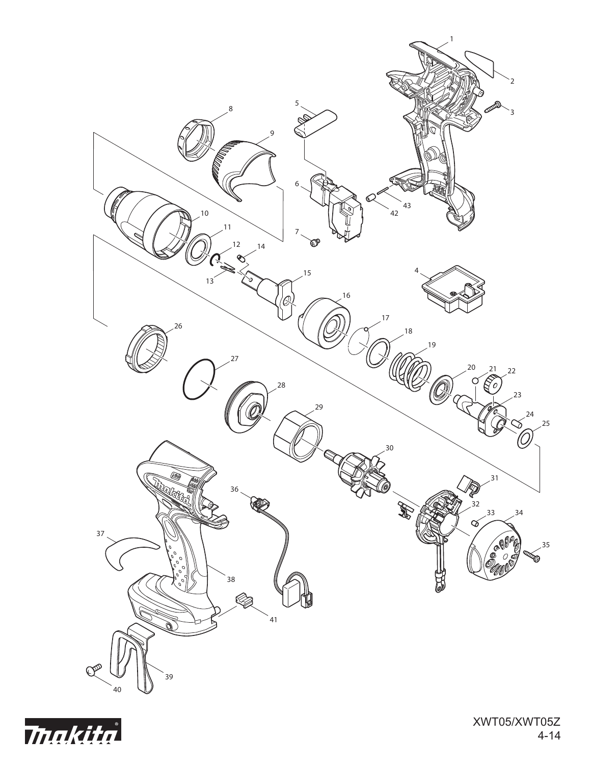XWT05/XWT05Z

4-14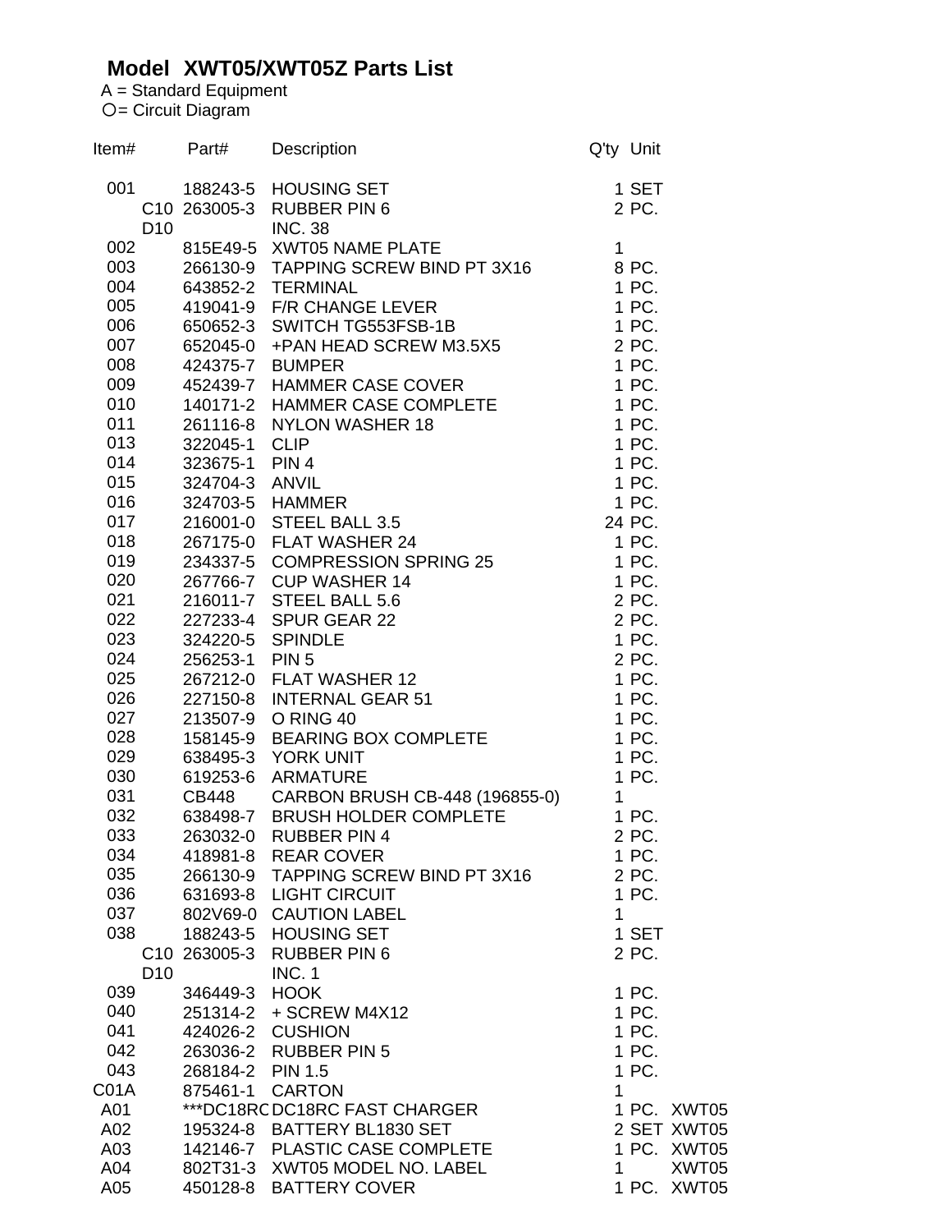# Model XWT05/XWT05Z Parts List

A = Standard Equipment
○= Circuit Diagram

| Item# | | Part# | Description | Q'ty | Unit | |
|---|---|---|---|---|---|---|
| 001 | | 188243-5 | HOUSING SET | 1 | SET | |
| | C10 | 263005-3 | RUBBER PIN 6 | 2 | PC. | |
| | D10 | | INC. 38 | | | |
| 002 | | 815E49-5 | XWT05 NAME PLATE | 1 | | |
| 003 | | 266130-9 | TAPPING SCREW BIND PT 3X16 | 8 | PC. | |
| 004 | | 643852-2 | TERMINAL | 1 | PC. | |
| 005 | | 419041-9 | F/R CHANGE LEVER | 1 | PC. | |
| 006 | | 650652-3 | SWITCH TG553FSB-1B | 1 | PC. | |
| 007 | | 652045-0 | +PAN HEAD SCREW M3.5X5 | 2 | PC. | |
| 008 | | 424375-7 | BUMPER | 1 | PC. | |
| 009 | | 452439-7 | HAMMER CASE COVER | 1 | PC. | |
| 010 | | 140171-2 | HAMMER CASE COMPLETE | 1 | PC. | |
| 011 | | 261116-8 | NYLON WASHER 18 | 1 | PC. | |
| 013 | | 322045-1 | CLIP | 1 | PC. | |
| 014 | | 323675-1 | PIN 4 | 1 | PC. | |
| 015 | | 324704-3 | ANVIL | 1 | PC. | |
| 016 | | 324703-5 | HAMMER | 1 | PC. | |
| 017 | | 216001-0 | STEEL BALL 3.5 | 24 | PC. | |
| 018 | | 267175-0 | FLAT WASHER 24 | 1 | PC. | |
| 019 | | 234337-5 | COMPRESSION SPRING 25 | 1 | PC. | |
| 020 | | 267766-7 | CUP WASHER 14 | 1 | PC. | |
| 021 | | 216011-7 | STEEL BALL 5.6 | 2 | PC. | |
| 022 | | 227233-4 | SPUR GEAR 22 | 2 | PC. | |
| 023 | | 324220-5 | SPINDLE | 1 | PC. | |
| 024 | | 256253-1 | PIN 5 | 2 | PC. | |
| 025 | | 267212-0 | FLAT WASHER 12 | 1 | PC. | |
| 026 | | 227150-8 | INTERNAL GEAR 51 | 1 | PC. | |
| 027 | | 213507-9 | O RING 40 | 1 | PC. | |
| 028 | | 158145-9 | BEARING BOX COMPLETE | 1 | PC. | |
| 029 | | 638495-3 | YORK UNIT | 1 | PC. | |
| 030 | | 619253-6 | ARMATURE | 1 | PC. | |
| 031 | | CB448 | CARBON BRUSH CB-448 (196855-0) | 1 | | |
| 032 | | 638498-7 | BRUSH HOLDER COMPLETE | 1 | PC. | |
| 033 | | 263032-0 | RUBBER PIN 4 | 2 | PC. | |
| 034 | | 418981-8 | REAR COVER | 1 | PC. | |
| 035 | | 266130-9 | TAPPING SCREW BIND PT 3X16 | 2 | PC. | |
| 036 | | 631693-8 | LIGHT CIRCUIT | 1 | PC. | |
| 037 | | 802V69-0 | CAUTION LABEL | 1 | | |
| 038 | | 188243-5 | HOUSING SET | 1 | SET | |
| | C10 | 263005-3 | RUBBER PIN 6 | 2 | PC. | |
| | D10 | | INC. 1 | | | |
| 039 | | 346449-3 | HOOK | 1 | PC. | |
| 040 | | 251314-2 | + SCREW M4X12 | 1 | PC. | |
| 041 | | 424026-2 | CUSHION | 1 | PC. | |
| 042 | | 263036-2 | RUBBER PIN 5 | 1 | PC. | |
| 043 | | 268184-2 | PIN 1.5 | 1 | PC. | |
| C01A | | 875461-1 | CARTON | 1 | | |
| A01 | | ***DC18RC | DC18RC FAST CHARGER | 1 | PC. | XWT05 |
| A02 | | 195324-8 | BATTERY BL1830 SET | 2 | SET | XWT05 |
| A03 | | 142146-7 | PLASTIC CASE COMPLETE | 1 | PC. | XWT05 |
| A04 | | 802T31-3 | XWT05 MODEL NO. LABEL | 1 | | XWT05 |
| A05 | | 450128-8 | BATTERY COVER | 1 | PC. | XWT05 |